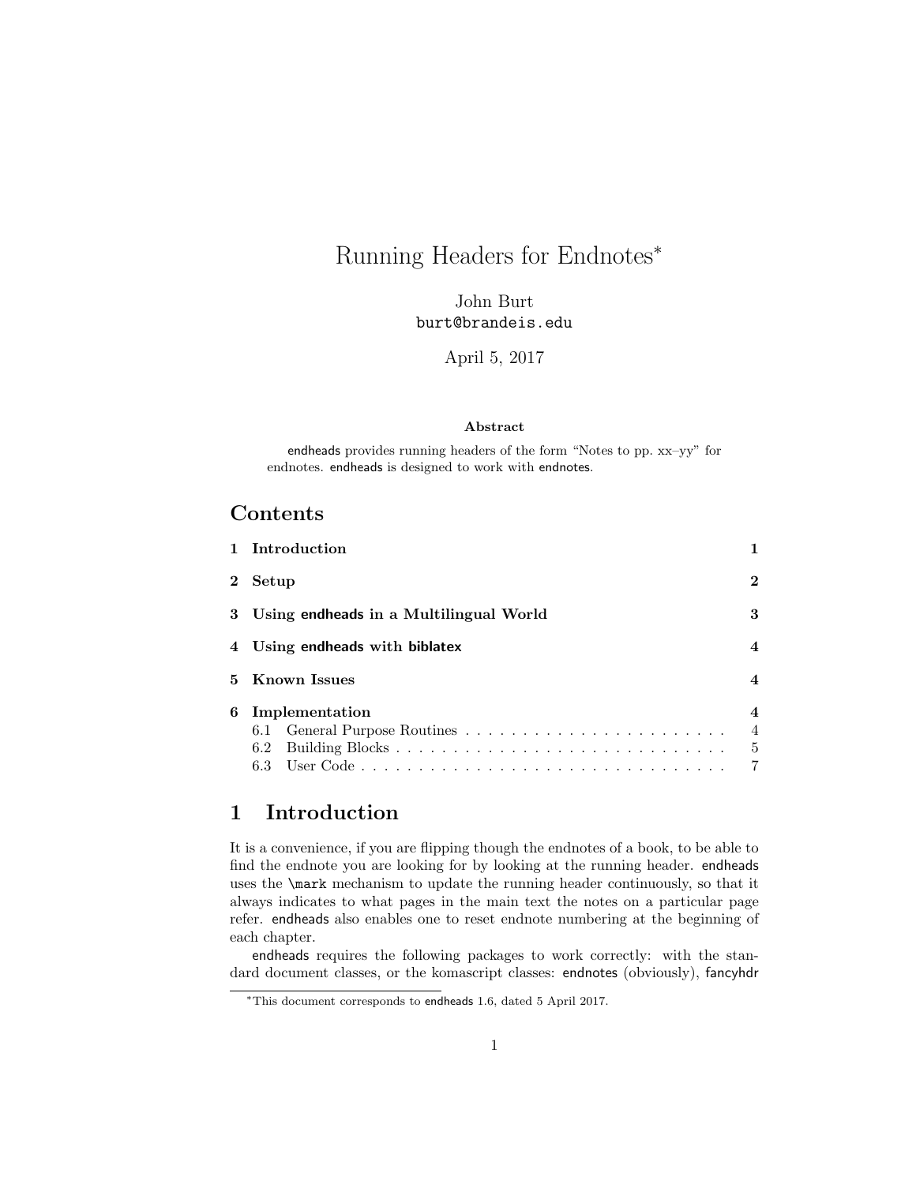# Running Headers for Endnotes[*]

John Burt
burt@brandeis.edu

April 5, 2017

**Abstract**

endheads provides running headers of the form "Notes to pp. xx–yy" for endnotes. endheads is designed to work with endnotes.

## Contents

| | |
|---|---|
| **1 Introduction** | **1** |
| **2 Setup** | **2** |
| **3 Using endheads in a Multilingual World** | **3** |
| **4 Using endheads with biblatex** | **4** |
| **5 Known Issues** | **4** |
| **6 Implementation** | **4** |
| 6.1 General Purpose Routines | 4 |
| 6.2 Building Blocks | 5 |
| 6.3 User Code | 7 |

## 1 Introduction

It is a convenience, if you are flipping though the endnotes of a book, to be able to find the endnote you are looking for by looking at the running header. endheads uses the `\mark` mechanism to update the running header continuously, so that it always indicates to what pages in the main text the notes on a particular page refer. endheads also enables one to reset endnote numbering at the beginning of each chapter.

endheads requires the following packages to work correctly: with the standard document classes, or the komascript classes: endnotes (obviously), fancyhdr

[*] This document corresponds to endheads 1.6, dated 5 April 2017.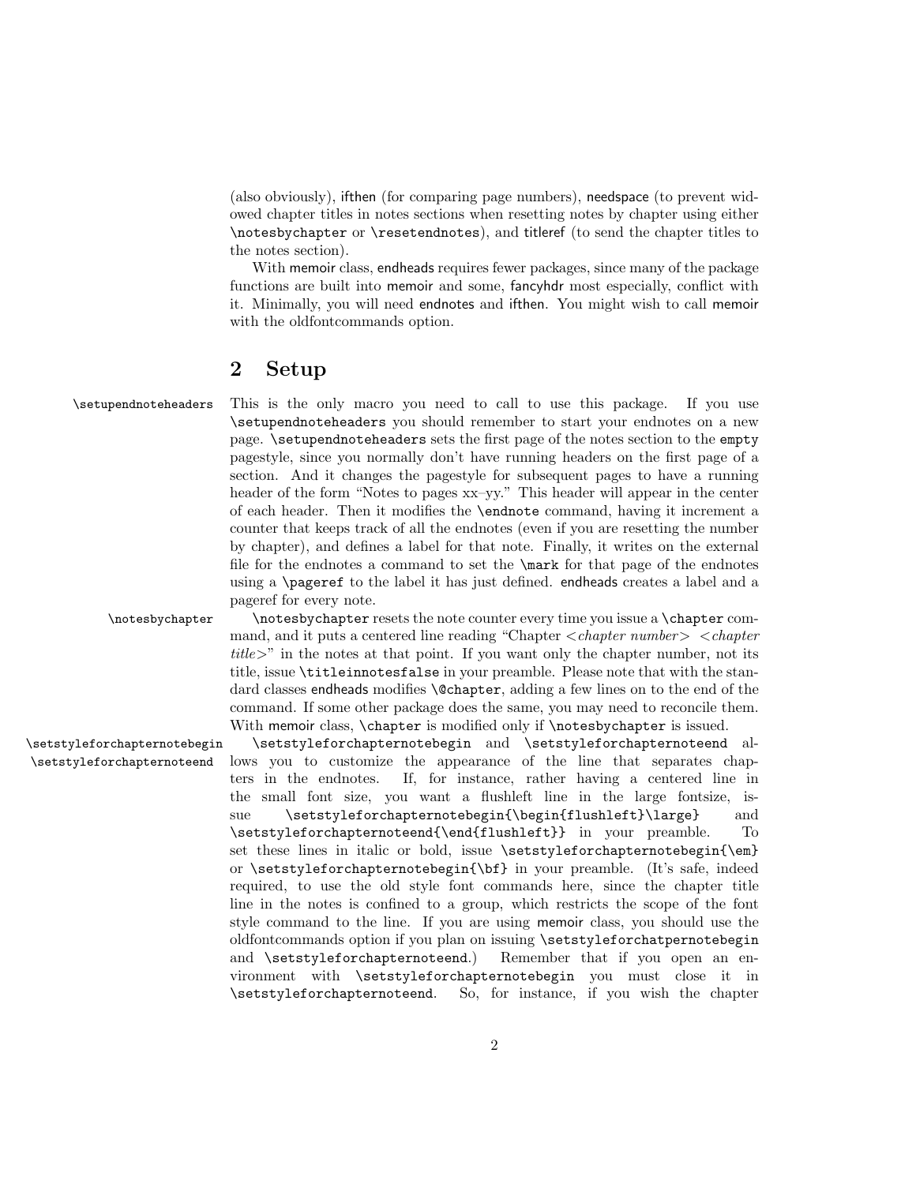(also obviously), ifthen (for comparing page numbers), needspace (to prevent widowed chapter titles in notes sections when resetting notes by chapter using either `\notesbychapter` or `\resetendnotes`), and titleref (to send the chapter titles to the notes section).

With memoir class, endheads requires fewer packages, since many of the package functions are built into memoir and some, fancyhdr most especially, conflict with it. Minimally, you will need endnotes and ifthen. You might wish to call memoir with the oldfontcommands option.

## 2 Setup

`\setupendnoteheaders` This is the only macro you need to call to use this package. If you use `\setupendnoteheaders` you should remember to start your endnotes on a new page. `\setupendnoteheaders` sets the first page of the notes section to the `empty` pagestyle, since you normally don't have running headers on the first page of a section. And it changes the pagestyle for subsequent pages to have a running header of the form "Notes to pages xx–yy." This header will appear in the center of each header. Then it modifies the `\endnote` command, having it increment a counter that keeps track of all the endnotes (even if you are resetting the number by chapter), and defines a label for that note. Finally, it writes on the external file for the endnotes a command to set the `\mark` for that page of the endnotes using a `\pageref` to the label it has just defined. endheads creates a label and a pageref for every note.

`\notesbychapter` `\notesbychapter` resets the note counter every time you issue a `\chapter` command, and it puts a centered line reading "Chapter <*chapter number*> <*chapter title*>" in the notes at that point. If you want only the chapter number, not its title, issue `\titleinnotesfalse` in your preamble. Please note that with the standard classes endheads modifies `\@chapter`, adding a few lines on to the end of the command. If some other package does the same, you may need to reconcile them. With memoir class, `\chapter` is modified only if `\notesbychapter` is issued.

`\setstyleforchapternotebegin` `\setstyleforchapternoteend` `\setstyleforchapternotebegin` and `\setstyleforchapternoteend` allows you to customize the appearance of the line that separates chapters in the endnotes. If, for instance, rather having a centered line in the small font size, you want a flushleft line in the large fontsize, issue `\setstyleforchapternotebegin{\begin{flushleft}\large}` and `\setstyleforchapternoteend{\end{flushleft}}` in your preamble. To set these lines in italic or bold, issue `\setstyleforchapternotebegin{\em}` or `\setstyleforchapternotebegin{\bf}` in your preamble. (It's safe, indeed required, to use the old style font commands here, since the chapter title line in the notes is confined to a group, which restricts the scope of the font style command to the line. If you are using memoir class, you should use the oldfontcommands option if you plan on issuing `\setstyleforchatpernotebegin` and `\setstyleforchapternoteend`.) Remember that if you open an environment with `\setstyleforchapternotebegin` you must close it in `\setstyleforchapternoteend`. So, for instance, if you wish the chapter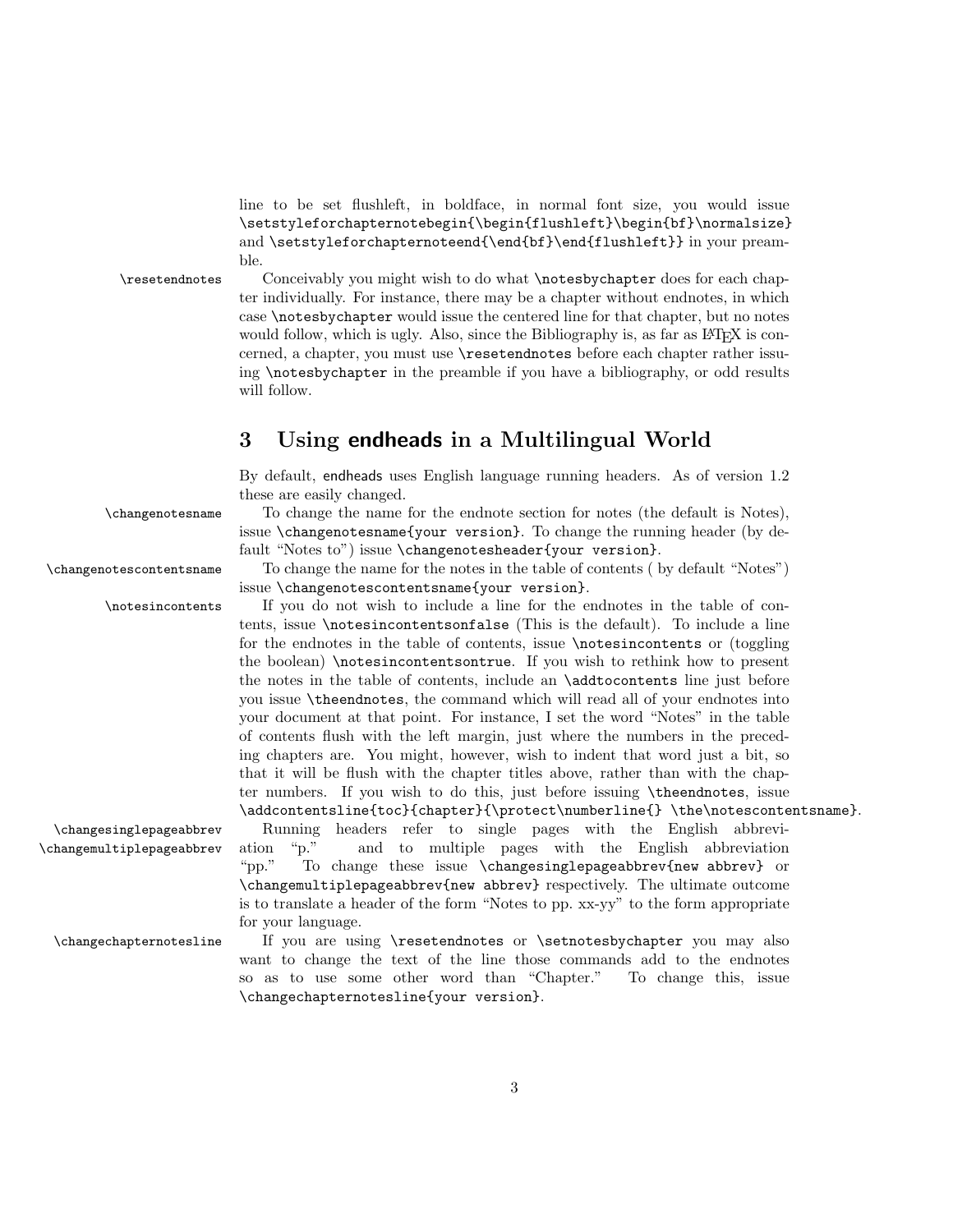line to be set flushleft, in boldface, in normal font size, you would issue `\setstyleforchapternotebegin{\begin{flushleft}\begin{bf}\normalsize}` and `\setstyleforchapternoteend{\end{bf}\end{flushleft}}` in your preamble.

`\resetendnotes` Conceivably you might wish to do what `\notesbychapter` does for each chapter individually. For instance, there may be a chapter without endnotes, in which case `\notesbychapter` would issue the centered line for that chapter, but no notes would follow, which is ugly. Also, since the Bibliography is, as far as LaTeX is concerned, a chapter, you must use `\resetendnotes` before each chapter rather issuing `\notesbychapter` in the preamble if you have a bibliography, or odd results will follow.

## 3 Using endheads in a Multilingual World

By default, endheads uses English language running headers. As of version 1.2 these are easily changed.

`\changenotesname` To change the name for the endnote section for notes (the default is Notes), issue `\changenotesname{your version}`. To change the running header (by default "Notes to") issue `\changenotesheader{your version}`.

`\changenotescontentsname` To change the name for the notes in the table of contents ( by default "Notes") issue `\changenotescontentsname{your version}`.

`\notesincontents` If you do not wish to include a line for the endnotes in the table of contents, issue `\notesincontentsonfalse` (This is the default). To include a line for the endnotes in the table of contents, issue `\notesincontents` or (toggling the boolean) `\notesincontentsontrue`. If you wish to rethink how to present the notes in the table of contents, include an `\addtocontents` line just before you issue `\theendnotes`, the command which will read all of your endnotes into your document at that point. For instance, I set the word "Notes" in the table of contents flush with the left margin, just where the numbers in the preceding chapters are. You might, however, wish to indent that word just a bit, so that it will be flush with the chapter titles above, rather than with the chapter numbers. If you wish to do this, just before issuing `\theendnotes`, issue `\addcontentsline{toc}{chapter}{\protect\numberline{} \the\notescontentsname}`.

`\changesinglepageabbrev` `\changemultiplepageabbrev` Running headers refer to single pages with the English abbreviation "p." and to multiple pages with the English abbreviation "pp." To change these issue `\changesinglepageabbrev{new abbrev}` or `\changemultiplepageabbrev{new abbrev}` respectively. The ultimate outcome is to translate a header of the form "Notes to pp. xx-yy" to the form appropriate for your language.

`\changechapternotesline` If you are using `\resetendnotes` or `\setnotesbychapter` you may also want to change the text of the line those commands add to the endnotes so as to use some other word than "Chapter." To change this, issue `\changechapternotesline{your version}`.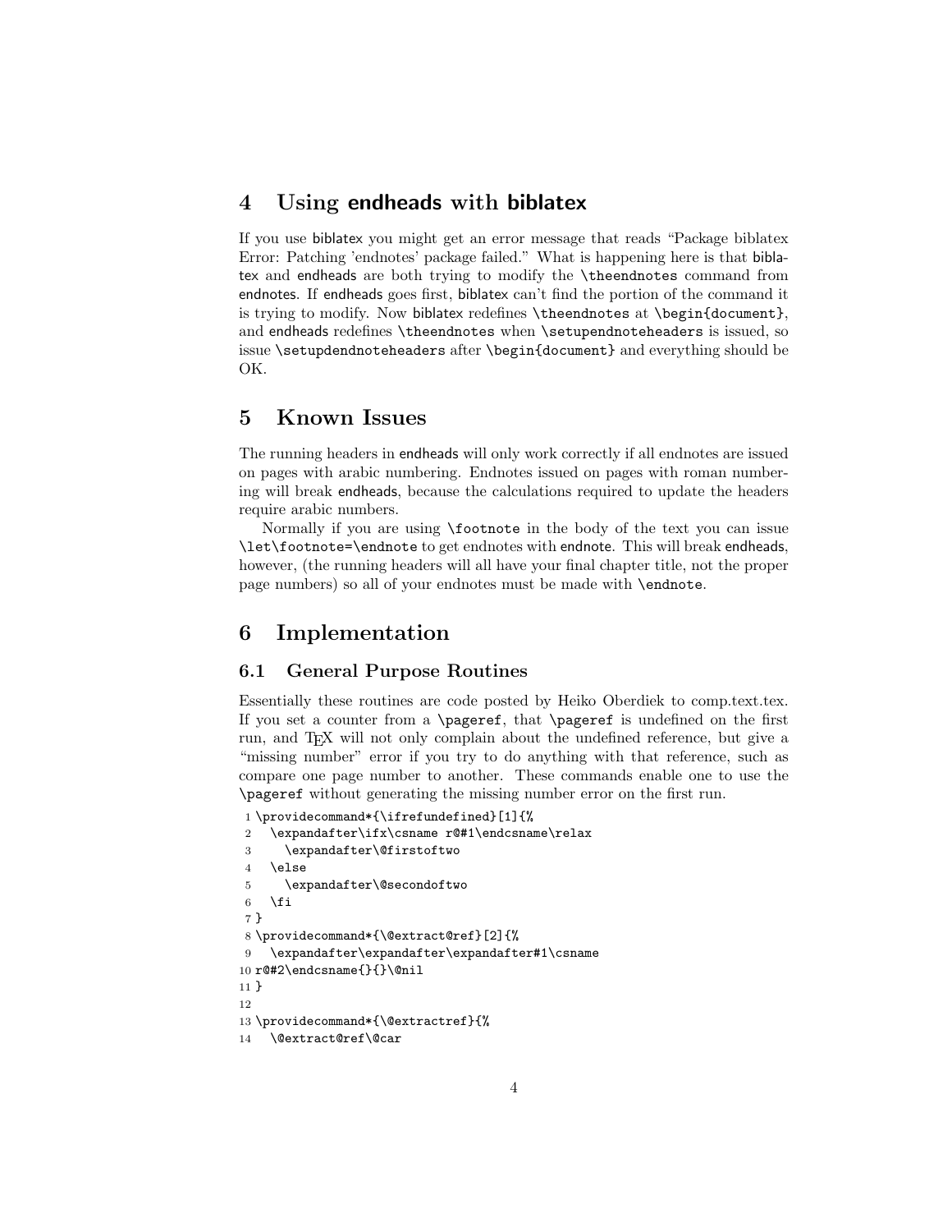# 4 Using endheads with biblatex

If you use biblatex you might get an error message that reads "Package biblatex Error: Patching 'endnotes' package failed." What is happening here is that biblatex and endheads are both trying to modify the `\theendnotes` command from endnotes. If endheads goes first, biblatex can't find the portion of the command it is trying to modify. Now biblatex redefines `\theendnotes` at `\begin{document}`, and endheads redefines `\theendnotes` when `\setupendnoteheaders` is issued, so issue `\setupdendnoteheaders` after `\begin{document}` and everything should be OK.

# 5 Known Issues

The running headers in endheads will only work correctly if all endnotes are issued on pages with arabic numbering. Endnotes issued on pages with roman numbering will break endheads, because the calculations required to update the headers require arabic numbers.

Normally if you are using `\footnote` in the body of the text you can issue `\let\footnote=\endnote` to get endnotes with endnote. This will break endheads, however, (the running headers will all have your final chapter title, not the proper page numbers) so all of your endnotes must be made with `\endnote`.

# 6 Implementation

## 6.1 General Purpose Routines

Essentially these routines are code posted by Heiko Oberdiek to comp.text.tex. If you set a counter from a `\pageref`, that `\pageref` is undefined on the first run, and TEX will not only complain about the undefined reference, but give a "missing number" error if you try to do anything with that reference, such as compare one page number to another. These commands enable one to use the `\pageref` without generating the missing number error on the first run.

```
1 \providecommand*{\ifrefundefined}[1]{%
2   \expandafter\ifx\csname r@#1\endcsname\relax
3     \expandafter\@firstoftwo
4   \else
5     \expandafter\@secondoftwo
6   \fi
7 }
8 \providecommand*{\@extract@ref}[2]{%
9   \expandafter\expandafter\expandafter#1\csname
10 r@#2\endcsname{}{}\@nil
11 }
12
13 \providecommand*{\@extractref}{%
14   \@extract@ref\@car
```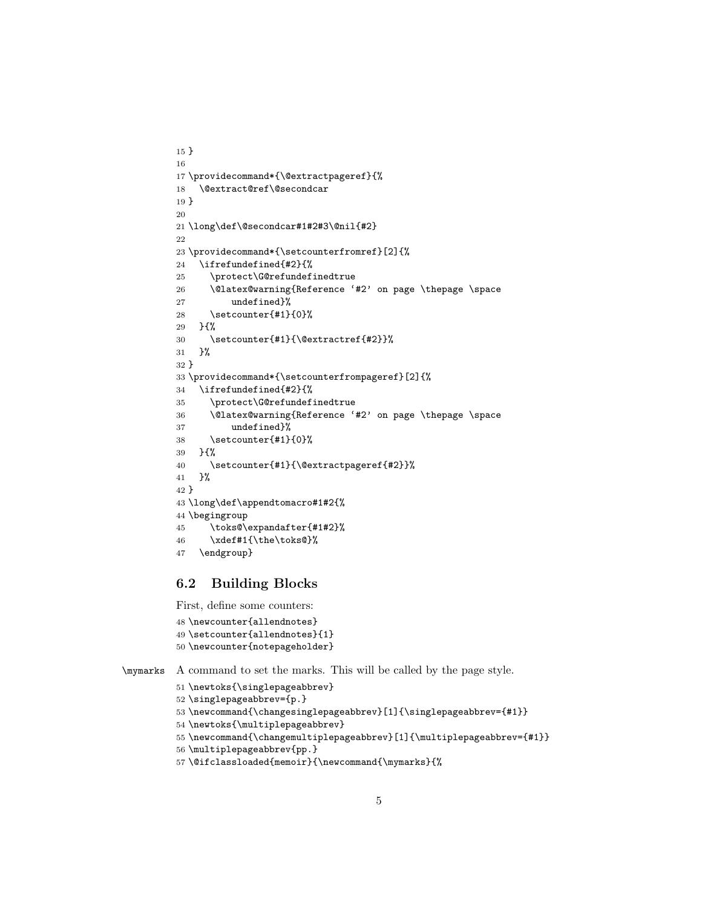```
15 }
16
17 \providecommand*{\@extractpageref}{%
18   \@extract@ref\@secondcar
19 }
20
21 \long\def\@secondcar#1#2#3\@nil{#2}
22
23 \providecommand*{\setcounterfromref}[2]{%
24   \ifrefundefined{#2}{%
25     \protect\G@refundefinedtrue
26     \@latex@warning{Reference `#2' on page \thepage \space
27         undefined}%
28     \setcounter{#1}{0}%
29   }{%
30     \setcounter{#1}{\@extractref{#2}}%
31   }%
32 }
33 \providecommand*{\setcounterfrompageref}[2]{%
34   \ifrefundefined{#2}{%
35     \protect\G@refundefinedtrue
36     \@latex@warning{Reference `#2' on page \thepage \space
37         undefined}%
38     \setcounter{#1}{0}%
39   }{%
40     \setcounter{#1}{\@extractpageref{#2}}%
41   }%
42 }
43 \long\def\appendtomacro#1#2{%
44 \begingroup
45     \toks@\expandafter{#1#2}%
46     \xdef#1{\the\toks@}%
47   \endgroup}
```

## 6.2 Building Blocks

First, define some counters:

```
48 \newcounter{allendnotes}
49 \setcounter{allendnotes}{1}
50 \newcounter{notepageholder}
```

\mymarks A command to set the marks. This will be called by the page style.

```
51 \newtoks{\singlepageabbrev}
52 \singlepageabbrev={p.}
53 \newcommand{\changesinglepageabbrev}[1]{\singlepageabbrev={#1}}
54 \newtoks{\multiplepageabbrev}
55 \newcommand{\changemultiplepageabbrev}[1]{\multiplepageabbrev={#1}}
56 \multiplepageabbrev{pp.}
57 \@ifclassloaded{memoir}{\newcommand{\mymarks}{%
```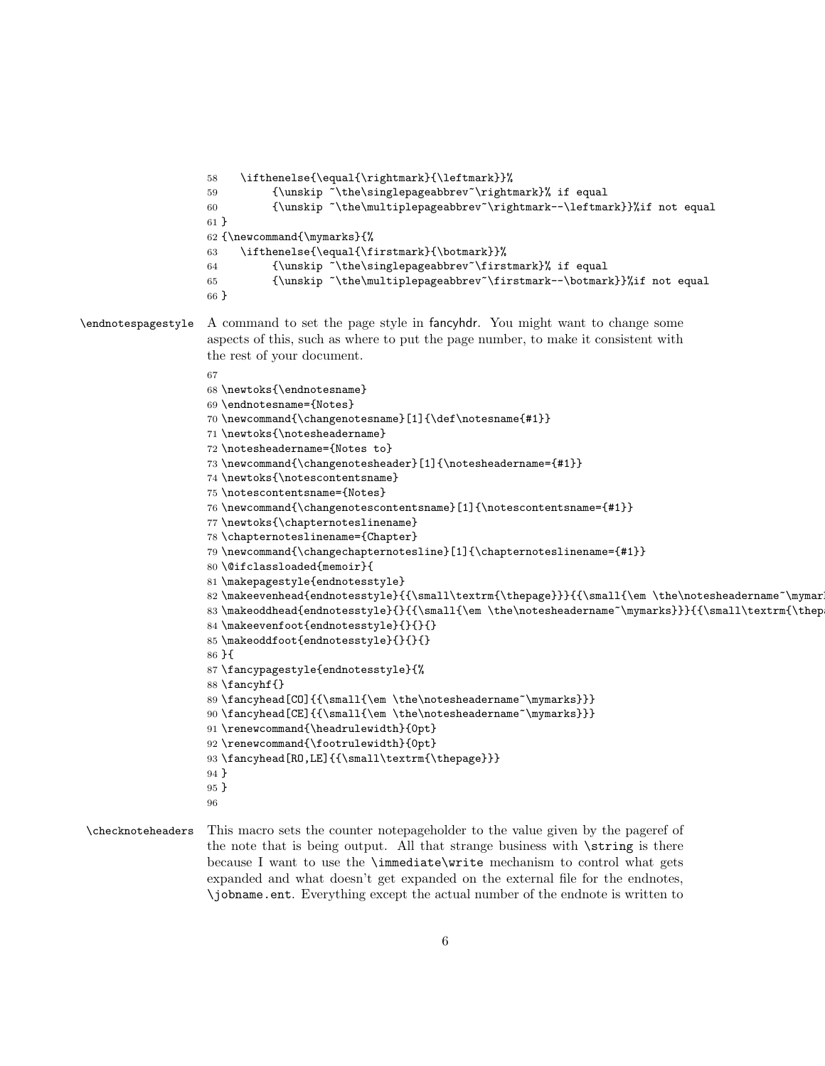```
58   \ifthenelse{\equal{\rightmark}{\leftmark}}%
59        {\unskip ~\the\singlepageabbrev~\rightmark}% if equal
60        {\unskip ~\the\multiplepageabbrev~\rightmark--\leftmark}}%if not equal
61 }
62 {\newcommand{\mymarks}{%
63   \ifthenelse{\equal{\firstmark}{\botmark}}%
64        {\unskip ~\the\singlepageabbrev~\firstmark}% if equal
65        {\unskip ~\the\multiplepageabbrev~\firstmark--\botmark}}%if not equal
66 }
```

`\endnotespagestyle` A command to set the page style in fancyhdr. You might want to change some aspects of this, such as where to put the page number, to make it consistent with the rest of your document.

```
67
68 \newtoks{\endnotesname}
69 \endnotesname={Notes}
70 \newcommand{\changenotesname}[1]{\def\notesname{#1}}
71 \newtoks{\notesheadername}
72 \notesheadername={Notes to}
73 \newcommand{\changenotesheader}[1]{\notesheadername={#1}}
74 \newtoks{\notescontentsname}
75 \notescontentsname={Notes}
76 \newcommand{\changenotescontentsname}[1]{\notescontentsname={#1}}
77 \newtoks{\chapternoteslinename}
78 \chapternoteslinename={Chapter}
79 \newcommand{\changechapternotesline}[1]{\chapternoteslinename={#1}}
80 \@ifclassloaded{memoir}{
81 \makepagestyle{endnotesstyle}
82 \makeevenhead{endnotesstyle}{{\small{\textrm{\thepage}}}{{\small{\em \the\notesheadername~\mymar
83 \makeoddhead{endnotesstyle}{}{{\small{\em \the\notesheadername~\mymarks}}}{{\small\textrm{\thep
84 \makeevenfoot{endnotesstyle}{}{}{}
85 \makeoddfoot{endnotesstyle}{}{}{}
86 }{
87 \fancypagestyle{endnotesstyle}{%
88 \fancyhf{}
89 \fancyhead[CO]{{\small{\em \the\notesheadername~\mymarks}}}
90 \fancyhead[CE]{{\small{\em \the\notesheadername~\mymarks}}}
91 \renewcommand{\headrulewidth}{0pt}
92 \renewcommand{\footrulewidth}{0pt}
93 \fancyhead[RO,LE]{{\small\textrm{\thepage}}}
94 }
95 }
96
```

`\checknoteheaders` This macro sets the counter notepageholder to the value given by the pageref of the note that is being output. All that strange business with `\string` is there because I want to use the `\immediate\write` mechanism to control what gets expanded and what doesn't get expanded on the external file for the endnotes, `\jobname.ent`. Everything except the actual number of the endnote is written to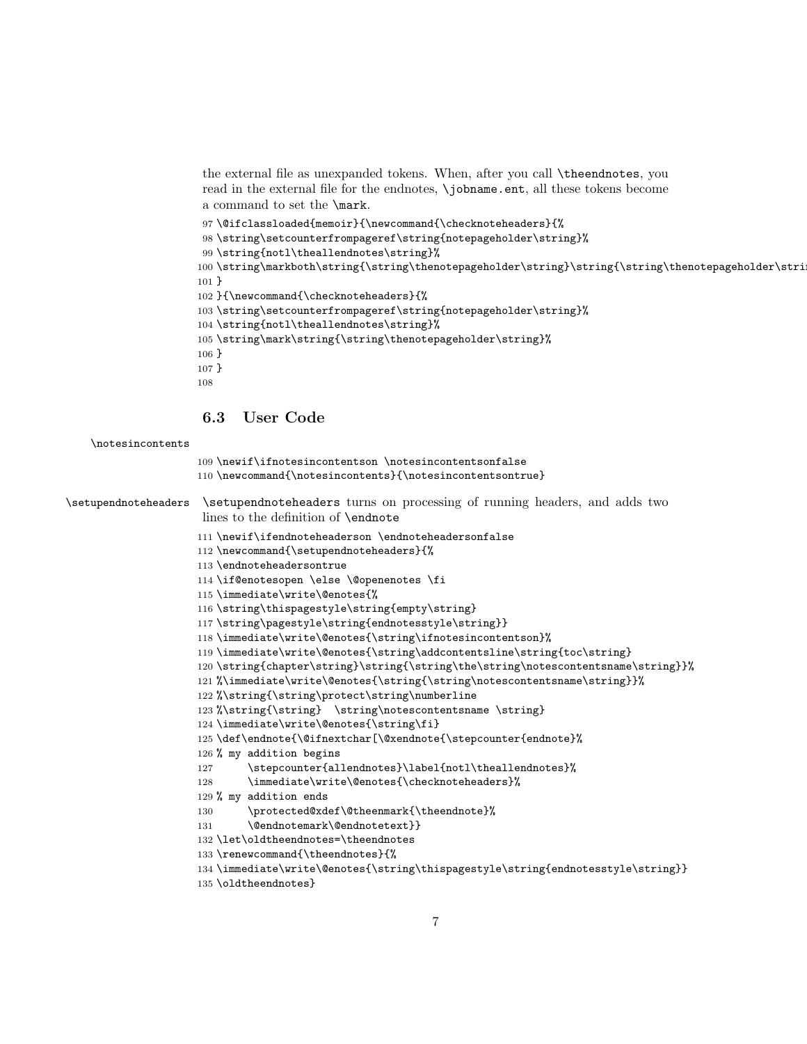the external file as unexpanded tokens. When, after you call `\theendnotes`, you read in the external file for the endnotes, `\jobname.ent`, all these tokens become a command to set the `\mark`.

```
97 \@ifclassloaded{memoir}{\newcommand{\checknoteheaders}{%
98 \string\setcounterfrompageref\string{notepageholder\string}%
99 \string{notl\theallendnotes\string}%
100 \string\markboth\string{\string\thenotepageholder\string}\string{\string\thenotepageholder\stri
101 }
102 }{\newcommand{\checknoteheaders}{%
103 \string\setcounterfrompageref\string{notepageholder\string}%
104 \string{notl\theallendnotes\string}%
105 \string\mark\string{\string\thenotepageholder\string}%
106 }
107 }
108
```

## 6.3 User Code

`\notesincontents`

```
109 \newif\ifnotesincontentson \notesincontentsonfalse
110 \newcommand{\notesincontents}{\notesincontentsontrue}
```

`\setupendnoteheaders`

`\setupendnoteheaders` turns on processing of running headers, and adds two lines to the definition of `\endnote`

```
111 \newif\ifendnoteheaderson \endnoteheadersonfalse
112 \newcommand{\setupendnoteheaders}{%
113 \endnoteheadersontrue
114 \if@enotesopen \else \@openenotes \fi
115 \immediate\write\@enotes{%
116 \string\thispagestyle\string{empty\string}
117 \string\pagestyle\string{endnotesstyle\string}}
118 \immediate\write\@enotes{\string\ifnotesincontentson}%
119 \immediate\write\@enotes{\string\addcontentsline\string{toc\string}
120 \string{chapter\string}\string{\string\the\string\notescontentsname\string}}%
121 %\immediate\write\@enotes{\string{\string\notescontentsname\string}}%
122 %\string{\string\protect\string\numberline
123 %\string{\string}  \string\notescontentsname \string}
124 \immediate\write\@enotes{\string\fi}
125 \def\endnote{\@ifnextchar[\@xendnote{\stepcounter{endnote}%
126 % my addition begins
127      \stepcounter{allendnotes}\label{notl\theallendnotes}%
128      \immediate\write\@enotes{\checknoteheaders}%
129 % my addition ends
130      \protected@xdef\@theenmark{\theendnote}%
131      \@endnotemark\@endnotetext}}
132 \let\oldtheendnotes=\theendnotes
133 \renewcommand{\theendnotes}{%
134 \immediate\write\@enotes{\string\thispagestyle\string{endnotesstyle\string}}
135 \oldtheendnotes}
```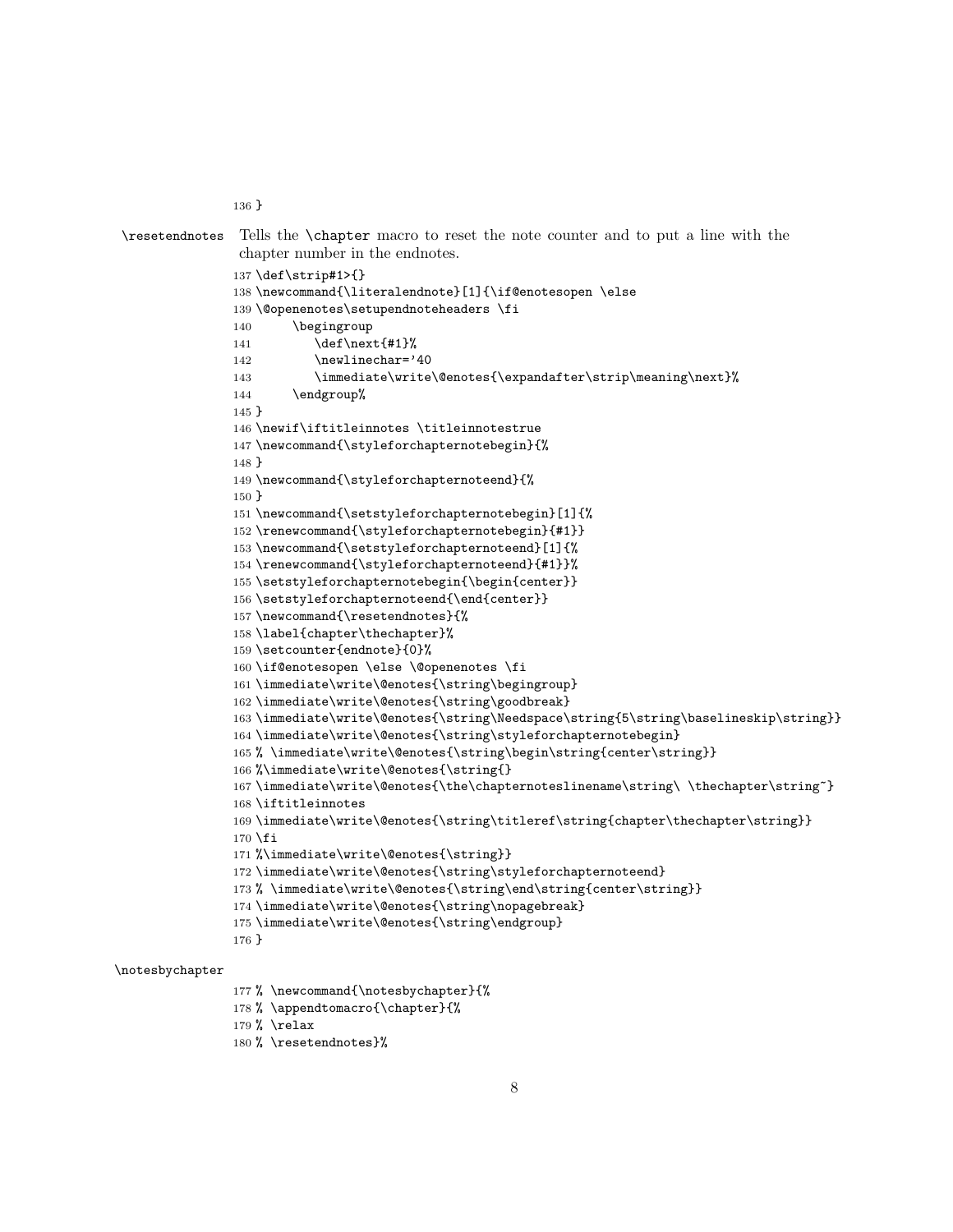```
136 }
```

\resetendnotes Tells the \chapter macro to reset the note counter and to put a line with the chapter number in the endnotes.

```
137 \def\strip#1>{}
138 \newcommand{\literalendnote}[1]{\if@enotesopen \else
139 \@openenotes\setupendnoteheaders \fi
140      \begingroup
141         \def\next{#1}%
142         \newlinechar='40
143         \immediate\write\@enotes{\expandafter\strip\meaning\next}%
144      \endgroup%
145 }
146 \newif\iftitleinnotes \titleinnotestrue
147 \newcommand{\styleforchapternotebegin}{%
148 }
149 \newcommand{\styleforchapternoteend}{%
150 }
151 \newcommand{\setstyleforchapternotebegin}[1]{%
152 \renewcommand{\styleforchapternotebegin}{#1}}
153 \newcommand{\setstyleforchapternoteend}[1]{%
154 \renewcommand{\styleforchapternoteend}{#1}}%
155 \setstyleforchapternotebegin{\begin{center}}
156 \setstyleforchapternoteend{\end{center}}
157 \newcommand{\resetendnotes}{%
158 \label{chapter\thechapter}%
159 \setcounter{endnote}{0}%
160 \if@enotesopen \else \@openenotes \fi
161 \immediate\write\@enotes{\string\begingroup}
162 \immediate\write\@enotes{\string\goodbreak}
163 \immediate\write\@enotes{\string\Needspace\string{5\string\baselineskip\string}}
164 \immediate\write\@enotes{\string\styleforchapternotebegin}
165 % \immediate\write\@enotes{\string\begin\string{center\string}}
166 %\immediate\write\@enotes{\string{}
167 \immediate\write\@enotes{\the\chapternoteslinename\string\ \thechapter\string~}
168 \iftitleinnotes
169 \immediate\write\@enotes{\string\titleref\string{chapter\thechapter\string}}
170 \fi
171 %\immediate\write\@enotes{\string}}
172 \immediate\write\@enotes{\string\styleforchapternoteend}
173 % \immediate\write\@enotes{\string\end\string{center\string}}
174 \immediate\write\@enotes{\string\nopagebreak}
175 \immediate\write\@enotes{\string\endgroup}
176 }
```

\notesbychapter

```
177 % \newcommand{\notesbychapter}{%
178 % \appendtomacro{\chapter}{%
179 % \relax
180 % \resetendnotes}%
```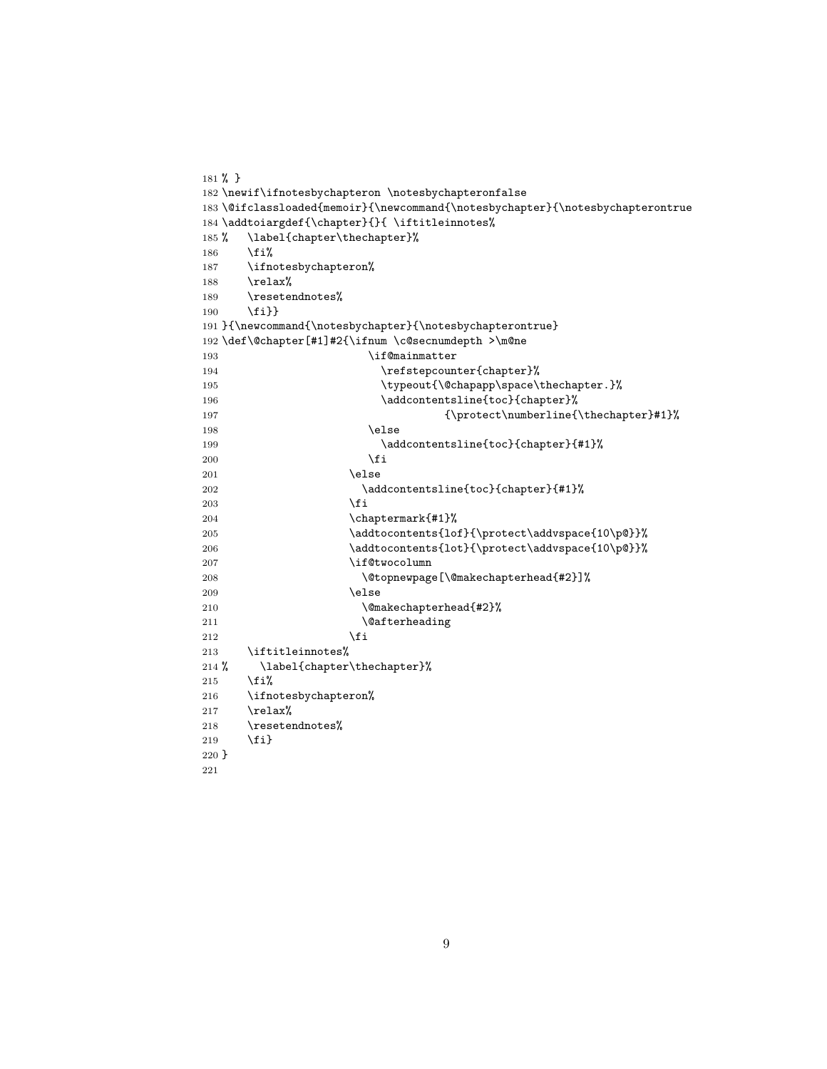```
181 % }
182 \newif\ifnotesbychapteron \notesbychapteronfalse
183 \@ifclassloaded{memoir}{\newcommand{\notesbychapter}{\notesbychapterontrue
184 \addtoiargdef{\chapter}{}{ \iftitleinnotes%
185 %   \label{chapter\thechapter}%
186     \fi%
187     \ifnotesbychapteron%
188     \relax%
189     \resetendnotes%
190     \fi}}
191 }{\newcommand{\notesbychapter}{\notesbychapterontrue}
192 \def\@chapter[#1]#2{\ifnum \c@secnumdepth >\m@ne
193                        \if@mainmatter
194                          \refstepcounter{chapter}%
195                          \typeout{\@chapapp\space\thechapter.}%
196                          \addcontentsline{toc}{chapter}%
197                                    {\protect\numberline{\thechapter}#1}%
198                        \else
199                          \addcontentsline{toc}{chapter}{#1}%
200                        \fi
201                     \else
202                       \addcontentsline{toc}{chapter}{#1}%
203                     \fi
204                     \chaptermark{#1}%
205                     \addtocontents{lof}{\protect\addvspace{10\p@}}%
206                     \addtocontents{lot}{\protect\addvspace{10\p@}}%
207                     \if@twocolumn
208                       \@topnewpage[\@makechapterhead{#2}]%
209                     \else
210                       \@makechapterhead{#2}%
211                       \@afterheading
212                     \fi
213     \iftitleinnotes%
214 %     \label{chapter\thechapter}%
215     \fi%
216     \ifnotesbychapteron%
217     \relax%
218     \resetendnotes%
219     \fi}
220 }
221
```